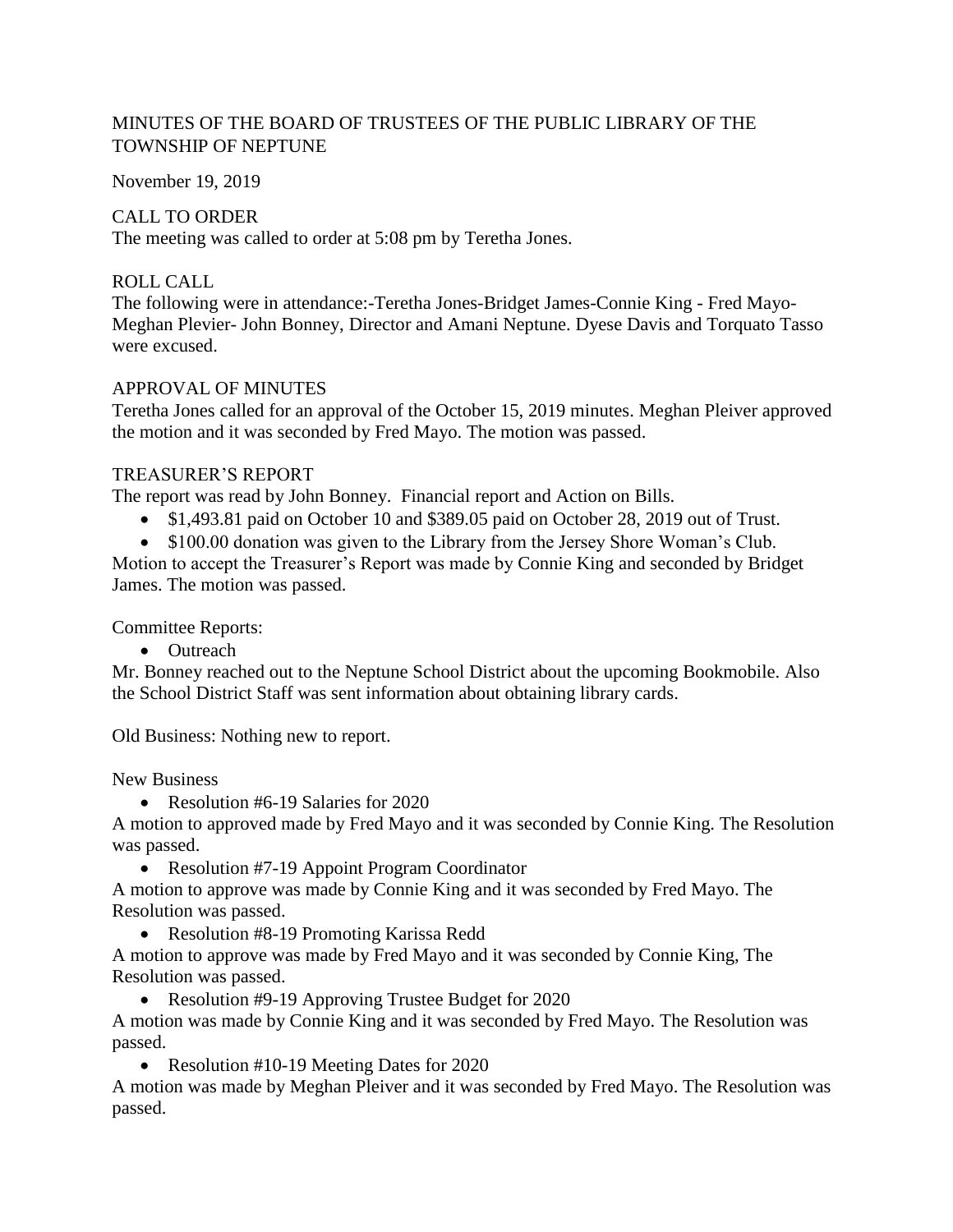MINUTES OF THE BOARD OF TRUSTEES OF THE PUBLIC LIBRARY OF THE TOWNSHIP OF NEPTUNE

November 19, 2019

CALL TO ORDER

The meeting was called to order at 5:08 pm by Teretha Jones.

ROLL CALL

The following were in attendance:-Teretha Jones-Bridget James-Connie King - Fred Mayo-Meghan Plevier- John Bonney, Director and Amani Neptune. Dyese Davis and Torquato Tasso were excused.

APPROVAL OF MINUTES

Teretha Jones called for an approval of the October 15, 2019 minutes. Meghan Pleiver approved the motion and it was seconded by Fred Mayo. The motion was passed.

TREASURER'S REPORT

The report was read by John Bonney. Financial report and Action on Bills.

- $1,493.81 paid on October 10 and $389.05 paid on October 28, 2019 out of Trust.
- $100.00 donation was given to the Library from the Jersey Shore Woman's Club.

Motion to accept the Treasurer's Report was made by Connie King and seconded by Bridget James. The motion was passed.

Committee Reports:

- Outreach

Mr. Bonney reached out to the Neptune School District about the upcoming Bookmobile. Also the School District Staff was sent information about obtaining library cards.

Old Business: Nothing new to report.

New Business

- Resolution #6-19 Salaries for 2020

A motion to approved made by Fred Mayo and it was seconded by Connie King. The Resolution was passed.

- Resolution #7-19 Appoint Program Coordinator

A motion to approve was made by Connie King and it was seconded by Fred Mayo. The Resolution was passed.

- Resolution #8-19 Promoting Karissa Redd

A motion to approve was made by Fred Mayo and it was seconded by Connie King, The Resolution was passed.

- Resolution #9-19 Approving Trustee Budget for 2020

A motion was made by Connie King and it was seconded by Fred Mayo. The Resolution was passed.

- Resolution #10-19 Meeting Dates for 2020

A motion was made by Meghan Pleiver and it was seconded by Fred Mayo. The Resolution was passed.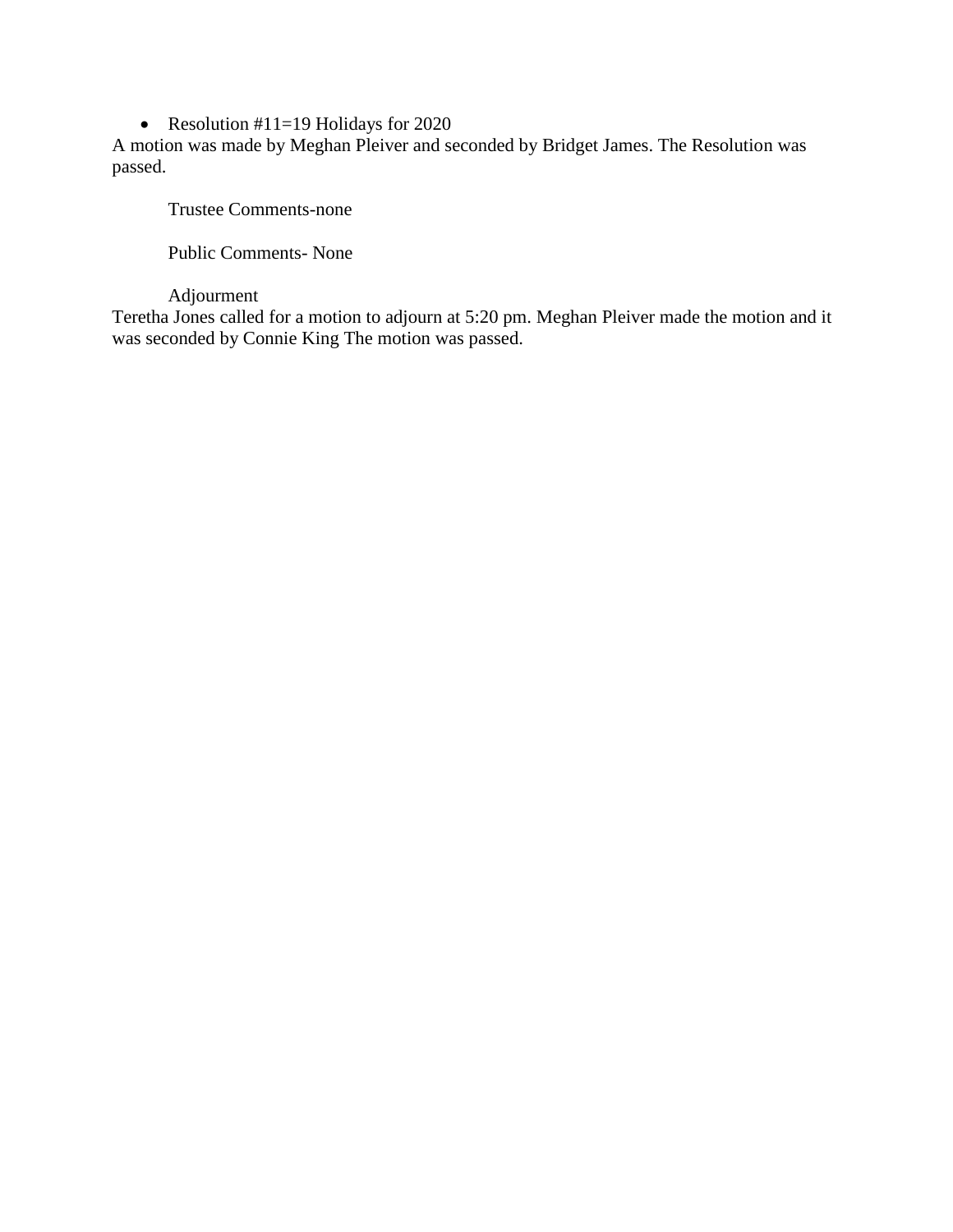- Resolution #11=19 Holidays for 2020

A motion was made by Meghan Pleiver and seconded by Bridget James. The Resolution was passed.

Trustee Comments-none

Public Comments- None

Adjourment

Teretha Jones called for a motion to adjourn at 5:20 pm. Meghan Pleiver made the motion and it was seconded by Connie King The motion was passed.